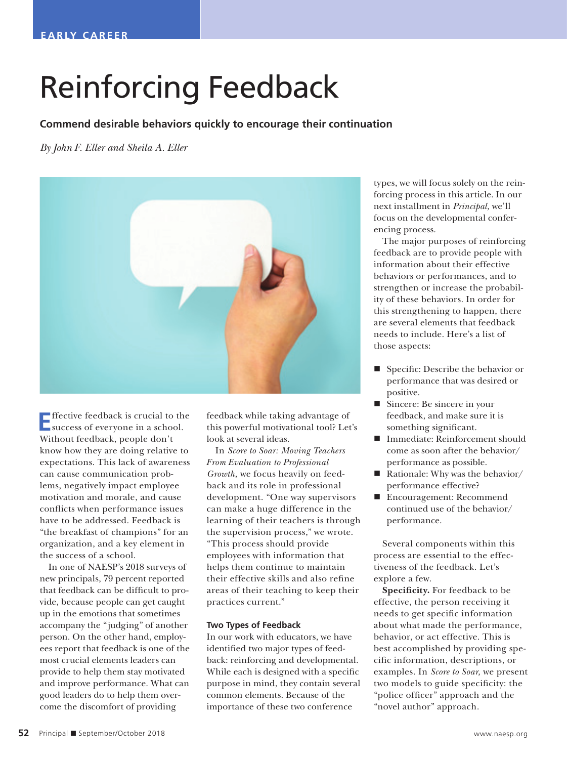EARLY CAREER

# Reinforcing Feedback

**Commend desirable behaviors quickly to encourage their continuation**

*By John F. Eller and Sheila A. Eller*

Effective feedback is crucial to the success of everyone in a school. Without feedback, people don't know how they are doing relative to expectations. This lack of awareness can cause communication problems, negatively impact employee motivation and morale, and cause conflicts when performance issues have to be addressed. Feedback is "the breakfast of champions" for an organization, and a key element in the success of a school.

In one of NAESP's 2018 surveys of new principals, 79 percent reported that feedback can be difficult to provide, because people can get caught up in the emotions that sometimes accompany the "judging" of another person. On the other hand, employees report that feedback is one of the most crucial elements leaders can provide to help them stay motivated and improve performance. What can good leaders do to help them overcome the discomfort of providing feedback while taking advantage of this powerful motivational tool? Let's look at several ideas.

In *Score to Soar: Moving Teachers From Evaluation to Professional Growth,* we focus heavily on feedback and its role in professional development. "One way supervisors can make a huge difference in the learning of their teachers is through the supervision process," we wrote. "This process should provide employees with information that helps them continue to maintain their effective skills and also refine areas of their teaching to keep their practices current."

### Two Types of Feedback

In our work with educators, we have identified two major types of feedback: reinforcing and developmental. While each is designed with a specific purpose in mind, they contain several common elements. Because of the importance of these two conference types, we will focus solely on the reinforcing process in this article. In our next installment in *Principal,* we'll focus on the developmental conferencing process.

The major purposes of reinforcing feedback are to provide people with information about their effective behaviors or performances, and to strengthen or increase the probability of these behaviors. In order for this strengthening to happen, there are several elements that feedback needs to include. Here's a list of those aspects:

- Specific: Describe the behavior or performance that was desired or positive.
- Sincere: Be sincere in your feedback, and make sure it is something significant.
- Immediate: Reinforcement should come as soon after the behavior/performance as possible.
- Rationale: Why was the behavior/performance effective?
- Encouragement: Recommend continued use of the behavior/performance.

Several components within this process are essential to the effectiveness of the feedback. Let's explore a few.

**Specificity.** For feedback to be effective, the person receiving it needs to get specific information about what made the performance, behavior, or act effective. This is best accomplished by providing specific information, descriptions, or examples. In *Score to Soar,* we present two models to guide specificity: the "police officer" approach and the "novel author" approach.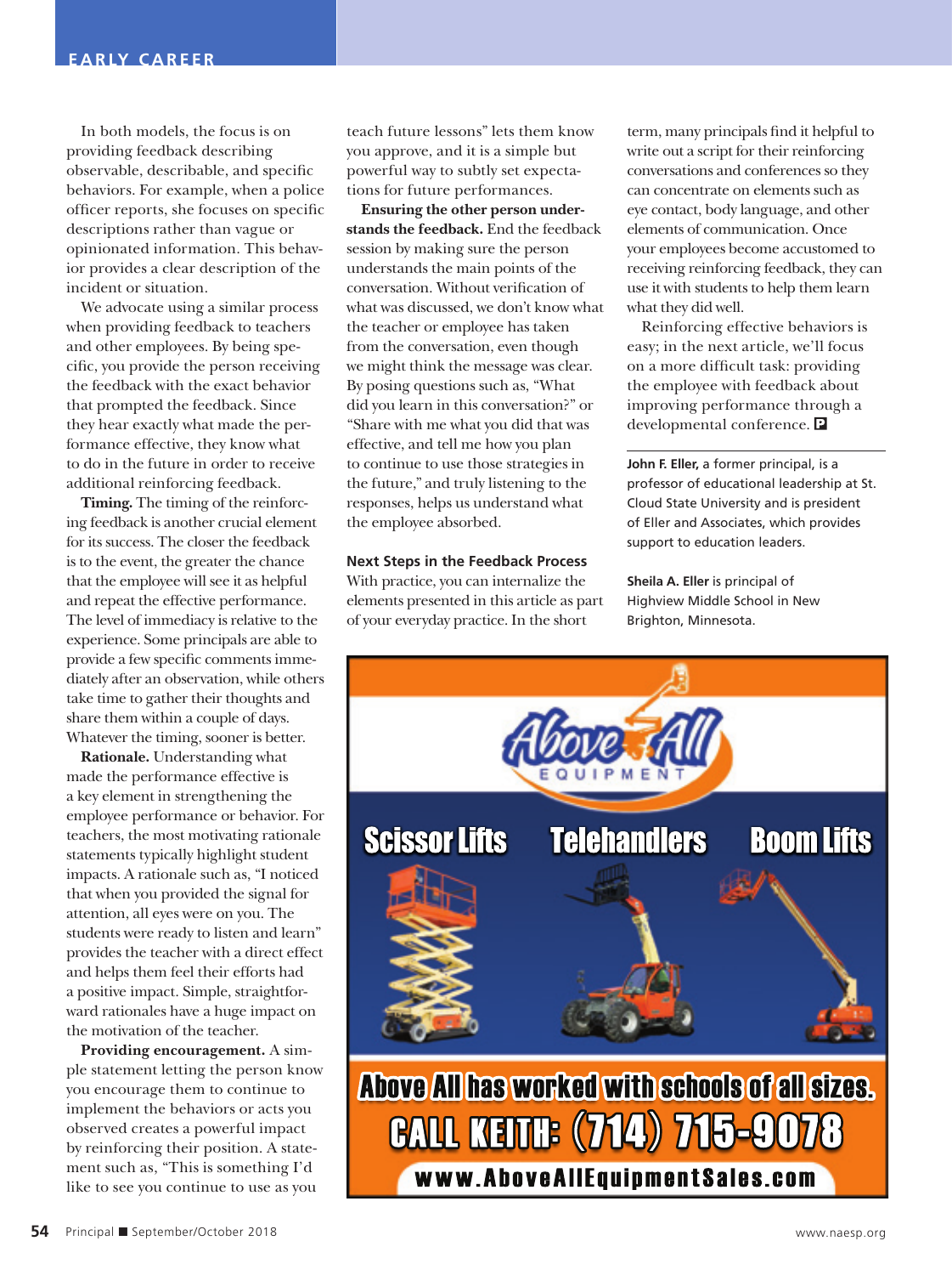In both models, the focus is on providing feedback describing observable, describable, and specific behaviors. For example, when a police officer reports, she focuses on specific descriptions rather than vague or opinionated information. This behavior provides a clear description of the incident or situation.

We advocate using a similar process when providing feedback to teachers and other employees. By being specific, you provide the person receiving the feedback with the exact behavior that prompted the feedback. Since they hear exactly what made the performance effective, they know what to do in the future in order to receive additional reinforcing feedback.

**Timing.** The timing of the reinforcing feedback is another crucial element for its success. The closer the feedback is to the event, the greater the chance that the employee will see it as helpful and repeat the effective performance. The level of immediacy is relative to the experience. Some principals are able to provide a few specific comments immediately after an observation, while others take time to gather their thoughts and share them within a couple of days. Whatever the timing, sooner is better.

**Rationale.** Understanding what made the performance effective is a key element in strengthening the employee performance or behavior. For teachers, the most motivating rationale statements typically highlight student impacts. A rationale such as, "I noticed that when you provided the signal for attention, all eyes were on you. The students were ready to listen and learn" provides the teacher with a direct effect and helps them feel their efforts had a positive impact. Simple, straightforward rationales have a huge impact on the motivation of the teacher.

**Providing encouragement.** A simple statement letting the person know you encourage them to continue to implement the behaviors or acts you observed creates a powerful impact by reinforcing their position. A statement such as, "This is something I'd like to see you continue to use as you teach future lessons" lets them know you approve, and it is a simple but powerful way to subtly set expectations for future performances.

**Ensuring the other person understands the feedback.** End the feedback session by making sure the person understands the main points of the conversation. Without verification of what was discussed, we don't know what the teacher or employee has taken from the conversation, even though we might think the message was clear. By posing questions such as, "What did you learn in this conversation?" or "Share with me what you did that was effective, and tell me how you plan to continue to use those strategies in the future," and truly listening to the responses, helps us understand what the employee absorbed.

## Next Steps in the Feedback Process

With practice, you can internalize the elements presented in this article as part of your everyday practice. In the short term, many principals find it helpful to write out a script for their reinforcing conversations and conferences so they can concentrate on elements such as eye contact, body language, and other elements of communication. Once your employees become accustomed to receiving reinforcing feedback, they can use it with students to help them learn what they did well.

Reinforcing effective behaviors is easy; in the next article, we'll focus on a more difficult task: providing the employee with feedback about improving performance through a developmental conference.

---

**John F. Eller,** a former principal, is a professor of educational leadership at St. Cloud State University and is president of Eller and Associates, which provides support to education leaders.

**Sheila A. Eller** is principal of Highview Middle School in New Brighton, Minnesota.

---

Above All EQUIPMENT

Scissor Lifts Telehandlers Boom Lifts

Above All has worked with schools of all sizes.

CALL KEITH: (714) 715-9078

www.AboveAllEquipmentSales.com